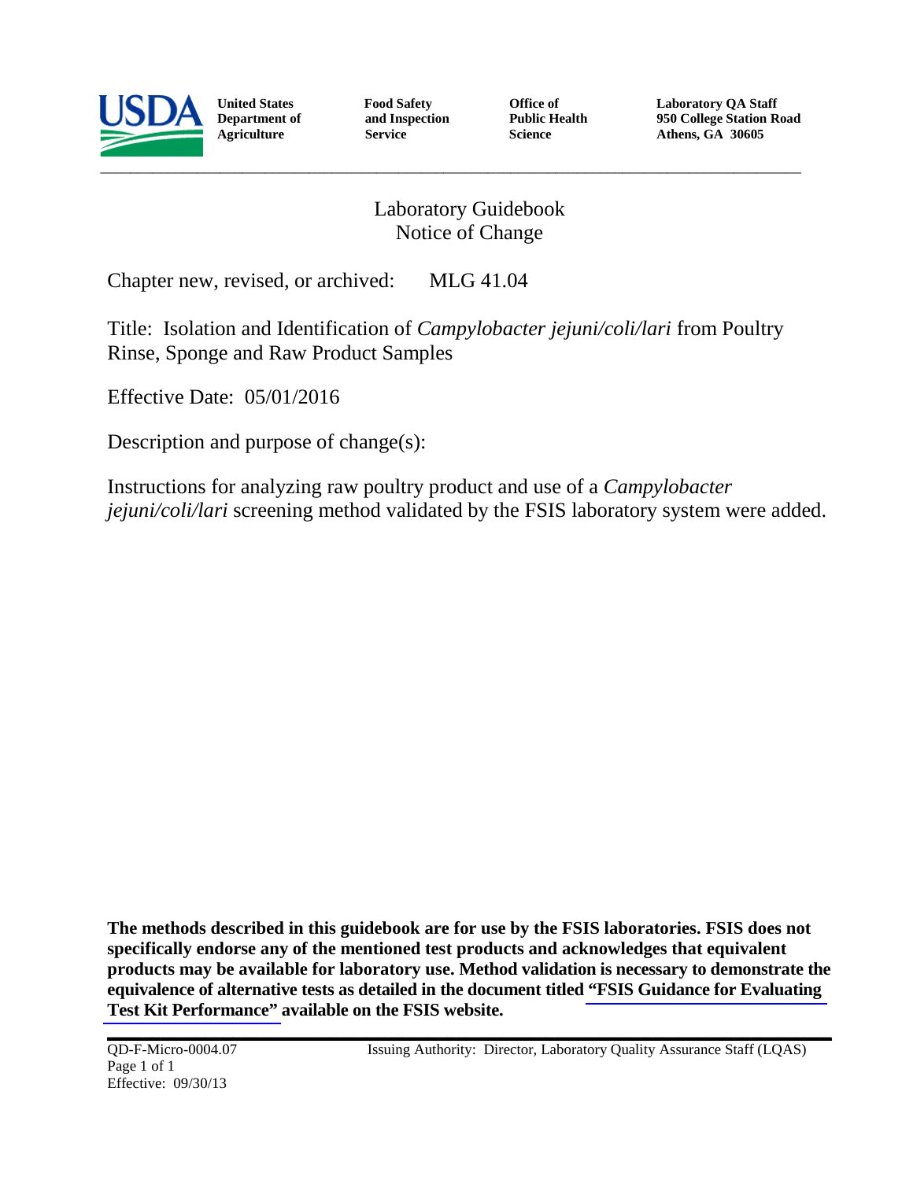**United States Department of Agriculture** | **Food Safety and Inspection Service** | **Office of Public Health Science** | **Laboratory QA Staff 950 College Station Road Athens, GA 30605**

# Laboratory Guidebook Notice of Change

Chapter new, revised, or archived: MLG 41.04

Title: Isolation and Identification of *Campylobacter jejuni/coli/lari* from Poultry Rinse, Sponge and Raw Product Samples

Effective Date: 05/01/2016

Description and purpose of change(s):

Instructions for analyzing raw poultry product and use of a *Campylobacter jejuni/coli/lari* screening method validated by the FSIS laboratory system were added.

**The methods described in this guidebook are for use by the FSIS laboratories. FSIS does not specifically endorse any of the mentioned test products and acknowledges that equivalent products may be available for laboratory use. Method validation is necessary to demonstrate the equivalence of alternative tests as detailed in the document titled "FSIS Guidance for Evaluating Test Kit Performance" available on the FSIS website.**

QD-F-Micro-0004.07
Page 1 of 1
Effective: 09/30/13

Issuing Authority: Director, Laboratory Quality Assurance Staff (LQAS)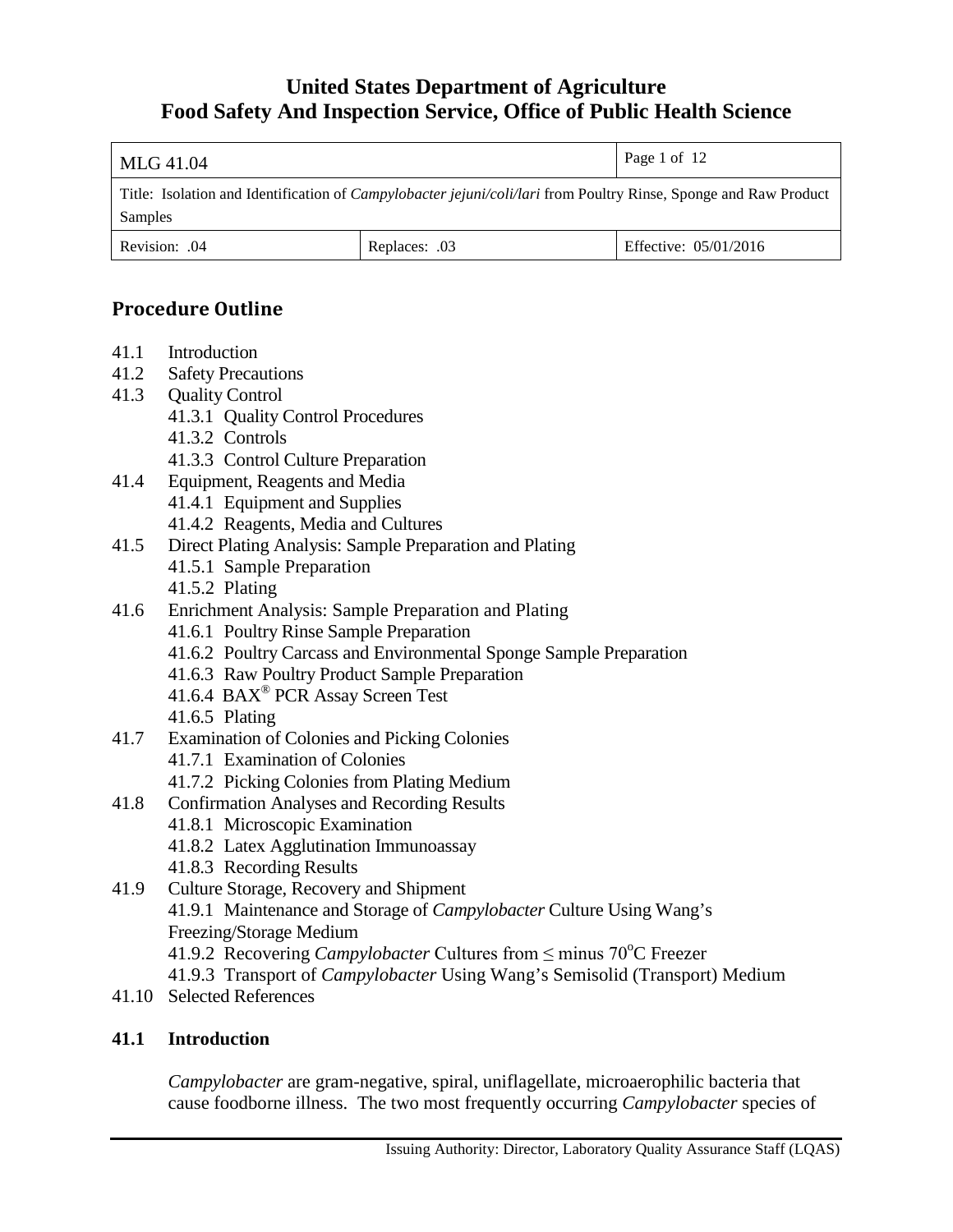# United States Department of Agriculture
# Food Safety And Inspection Service, Office of Public Health Science

| MLG 41.04 | | Page 1 of 12 |
|---|---|---|
| Title: Isolation and Identification of *Campylobacter jejuni/coli/lari* from Poultry Rinse, Sponge and Raw Product Samples | | |
| Revision: .04 | Replaces: .03 | Effective: 05/01/2016 |

## Procedure Outline

- 41.1 Introduction
- 41.2 Safety Precautions
- 41.3 Quality Control
  - 41.3.1 Quality Control Procedures
  - 41.3.2 Controls
  - 41.3.3 Control Culture Preparation
- 41.4 Equipment, Reagents and Media
  - 41.4.1 Equipment and Supplies
  - 41.4.2 Reagents, Media and Cultures
- 41.5 Direct Plating Analysis: Sample Preparation and Plating
  - 41.5.1 Sample Preparation
  - 41.5.2 Plating
- 41.6 Enrichment Analysis: Sample Preparation and Plating
  - 41.6.1 Poultry Rinse Sample Preparation
  - 41.6.2 Poultry Carcass and Environmental Sponge Sample Preparation
  - 41.6.3 Raw Poultry Product Sample Preparation
  - 41.6.4 BAX® PCR Assay Screen Test
  - 41.6.5 Plating
- 41.7 Examination of Colonies and Picking Colonies
  - 41.7.1 Examination of Colonies
  - 41.7.2 Picking Colonies from Plating Medium
- 41.8 Confirmation Analyses and Recording Results
  - 41.8.1 Microscopic Examination
  - 41.8.2 Latex Agglutination Immunoassay
  - 41.8.3 Recording Results
- 41.9 Culture Storage, Recovery and Shipment
  - 41.9.1 Maintenance and Storage of *Campylobacter* Culture Using Wang's Freezing/Storage Medium
  - 41.9.2 Recovering *Campylobacter* Cultures from ≤ minus 70°C Freezer
  - 41.9.3 Transport of *Campylobacter* Using Wang's Semisolid (Transport) Medium
- 41.10 Selected References

### 41.1 Introduction

*Campylobacter* are gram-negative, spiral, uniflagellate, microaerophilic bacteria that cause foodborne illness. The two most frequently occurring *Campylobacter* species of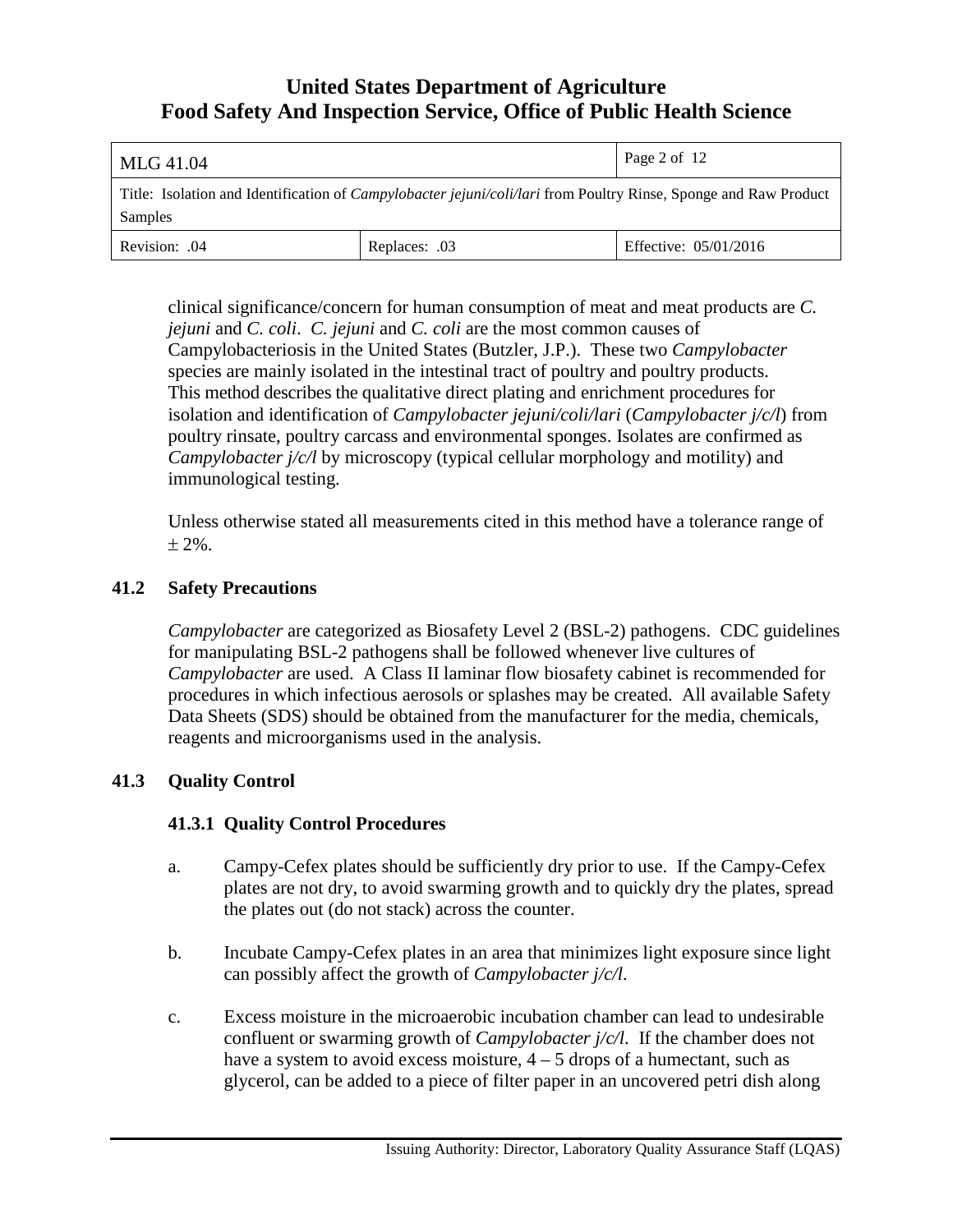clinical significance/concern for human consumption of meat and meat products are *C. jejuni* and *C. coli*. *C. jejuni* and *C. coli* are the most common causes of Campylobacteriosis in the United States (Butzler, J.P.). These two *Campylobacter* species are mainly isolated in the intestinal tract of poultry and poultry products. This method describes the qualitative direct plating and enrichment procedures for isolation and identification of *Campylobacter jejuni/coli/lari* (*Campylobacter j/c/l*) from poultry rinsate, poultry carcass and environmental sponges. Isolates are confirmed as *Campylobacter j/c/l* by microscopy (typical cellular morphology and motility) and immunological testing.

Unless otherwise stated all measurements cited in this method have a tolerance range of $\pm$ 2%.

## 41.2 Safety Precautions

*Campylobacter* are categorized as Biosafety Level 2 (BSL-2) pathogens. CDC guidelines for manipulating BSL-2 pathogens shall be followed whenever live cultures of *Campylobacter* are used. A Class II laminar flow biosafety cabinet is recommended for procedures in which infectious aerosols or splashes may be created. All available Safety Data Sheets (SDS) should be obtained from the manufacturer for the media, chemicals, reagents and microorganisms used in the analysis.

## 41.3 Quality Control

### 41.3.1 Quality Control Procedures

a. Campy-Cefex plates should be sufficiently dry prior to use. If the Campy-Cefex plates are not dry, to avoid swarming growth and to quickly dry the plates, spread the plates out (do not stack) across the counter.

b. Incubate Campy-Cefex plates in an area that minimizes light exposure since light can possibly affect the growth of *Campylobacter j/c/l*.

c. Excess moisture in the microaerobic incubation chamber can lead to undesirable confluent or swarming growth of *Campylobacter j/c/l*. If the chamber does not have a system to avoid excess moisture, 4 – 5 drops of a humectant, such as glycerol, can be added to a piece of filter paper in an uncovered petri dish along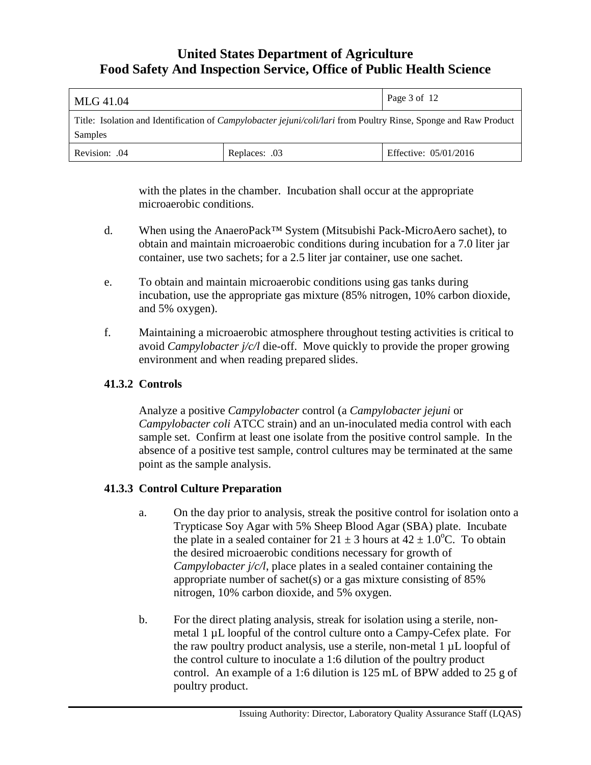with the plates in the chamber. Incubation shall occur at the appropriate microaerobic conditions.

d. When using the AnaeroPack™ System (Mitsubishi Pack-MicroAero sachet), to obtain and maintain microaerobic conditions during incubation for a 7.0 liter jar container, use two sachets; for a 2.5 liter jar container, use one sachet.

e. To obtain and maintain microaerobic conditions using gas tanks during incubation, use the appropriate gas mixture (85% nitrogen, 10% carbon dioxide, and 5% oxygen).

f. Maintaining a microaerobic atmosphere throughout testing activities is critical to avoid *Campylobacter j/c/l* die-off. Move quickly to provide the proper growing environment and when reading prepared slides.

### 41.3.2 Controls

Analyze a positive *Campylobacter* control (a *Campylobacter jejuni* or *Campylobacter coli* ATCC strain) and an un-inoculated media control with each sample set. Confirm at least one isolate from the positive control sample. In the absence of a positive test sample, control cultures may be terminated at the same point as the sample analysis.

### 41.3.3 Control Culture Preparation

a. On the day prior to analysis, streak the positive control for isolation onto a Trypticase Soy Agar with 5% Sheep Blood Agar (SBA) plate. Incubate the plate in a sealed container for $21 \pm 3$ hours at $42 \pm 1.0^{o}$C. To obtain the desired microaerobic conditions necessary for growth of *Campylobacter j/c/l*, place plates in a sealed container containing the appropriate number of sachet(s) or a gas mixture consisting of 85% nitrogen, 10% carbon dioxide, and 5% oxygen.

b. For the direct plating analysis, streak for isolation using a sterile, non-metal 1 µL loopful of the control culture onto a Campy-Cefex plate. For the raw poultry product analysis, use a sterile, non-metal 1 µL loopful of the control culture to inoculate a 1:6 dilution of the poultry product control. An example of a 1:6 dilution is 125 mL of BPW added to 25 g of poultry product.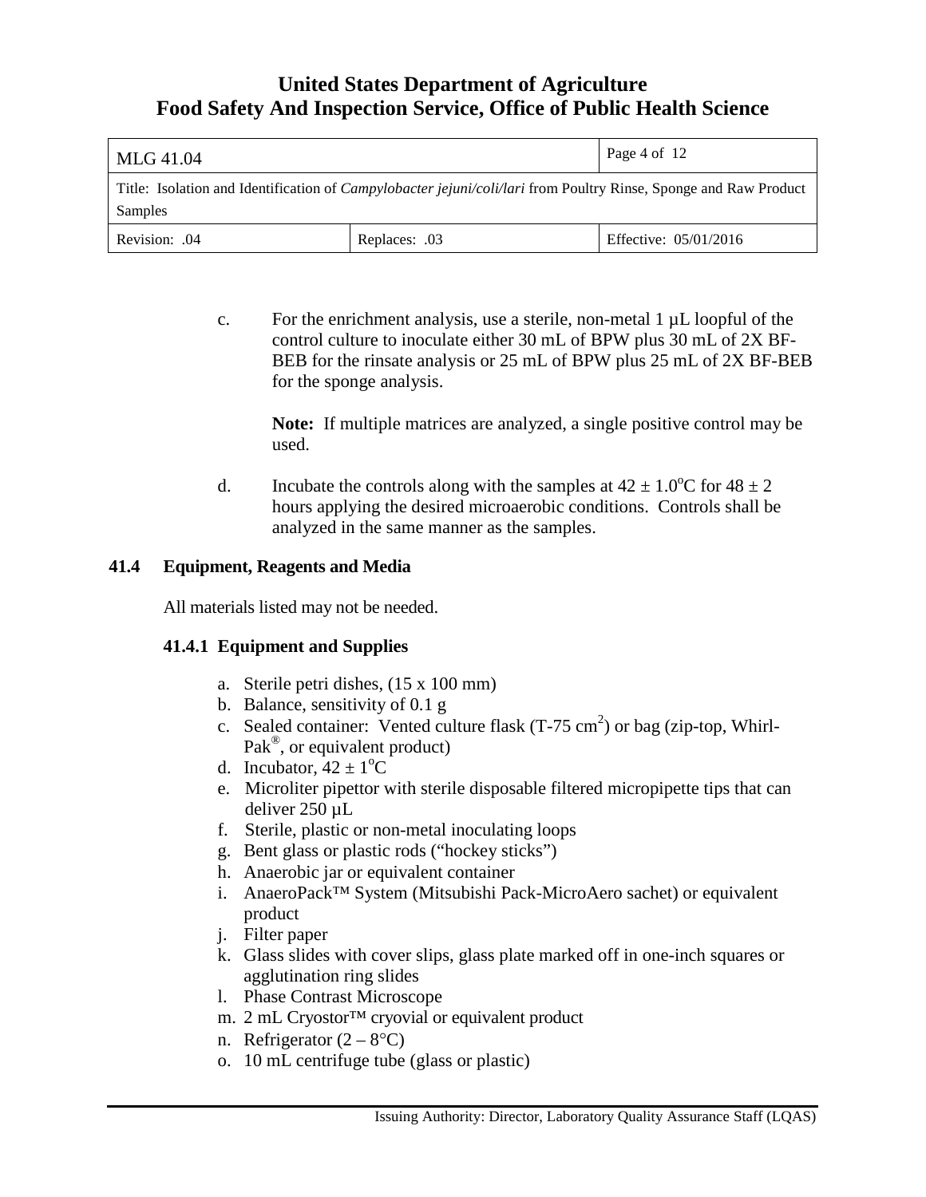c. For the enrichment analysis, use a sterile, non-metal 1 µL loopful of the control culture to inoculate either 30 mL of BPW plus 30 mL of 2X BF-BEB for the rinsate analysis or 25 mL of BPW plus 25 mL of 2X BF-BEB for the sponge analysis.

   **Note:** If multiple matrices are analyzed, a single positive control may be used.

d. Incubate the controls along with the samples at $42 \pm 1.0^{o}$C for $48 \pm 2$ hours applying the desired microaerobic conditions. Controls shall be analyzed in the same manner as the samples.

## 41.4 Equipment, Reagents and Media

All materials listed may not be needed.

### 41.4.1 Equipment and Supplies

a. Sterile petri dishes, (15 x 100 mm)
b. Balance, sensitivity of 0.1 g
c. Sealed container: Vented culture flask (T-75 $cm^2$) or bag (zip-top, Whirl-Pak®, or equivalent product)
d. Incubator, $42 \pm 1^{o}$C
e. Microliter pipettor with sterile disposable filtered micropipette tips that can deliver 250 µL
f. Sterile, plastic or non-metal inoculating loops
g. Bent glass or plastic rods ("hockey sticks")
h. Anaerobic jar or equivalent container
i. AnaeroPack™ System (Mitsubishi Pack-MicroAero sachet) or equivalent product
j. Filter paper
k. Glass slides with cover slips, glass plate marked off in one-inch squares or agglutination ring slides
l. Phase Contrast Microscope
m. 2 mL Cryostor™ cryovial or equivalent product
n. Refrigerator (2 – 8°C)
o. 10 mL centrifuge tube (glass or plastic)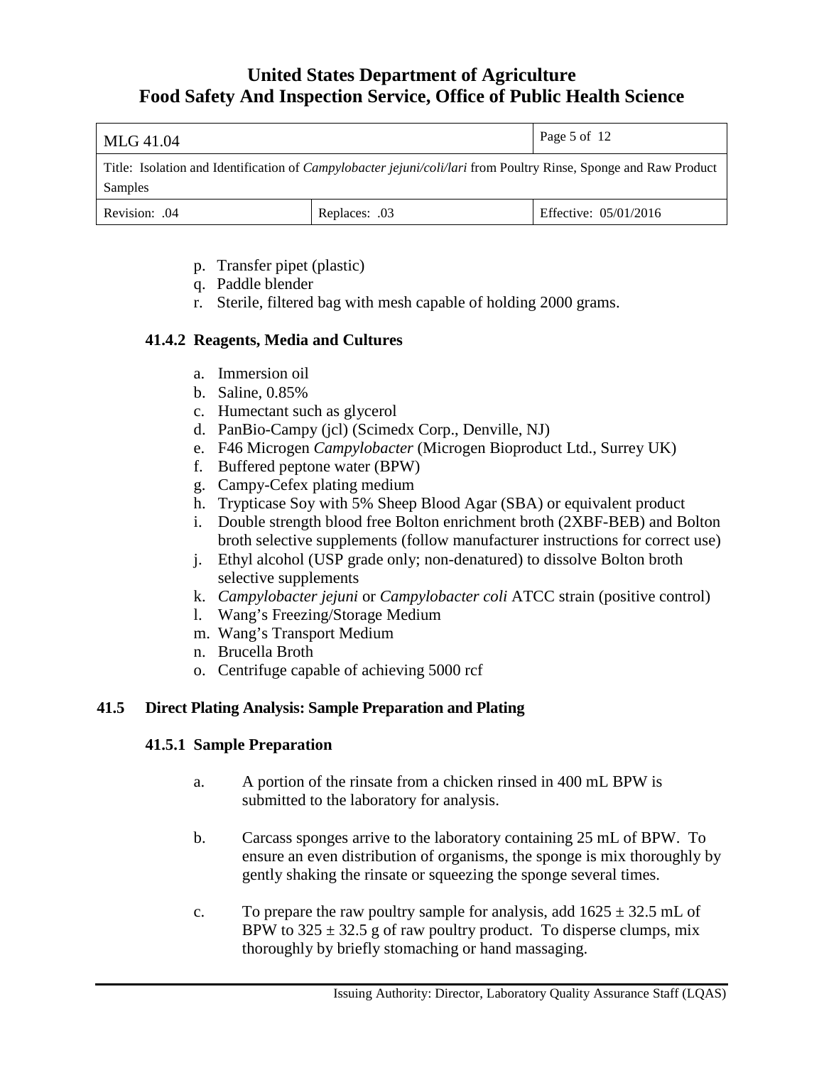p. Transfer pipet (plastic)
q. Paddle blender
r. Sterile, filtered bag with mesh capable of holding 2000 grams.

### 41.4.2 Reagents, Media and Cultures

a. Immersion oil
b. Saline, 0.85%
c. Humectant such as glycerol
d. PanBio-Campy (jcl) (Scimedx Corp., Denville, NJ)
e. F46 Microgen *Campylobacter* (Microgen Bioproduct Ltd., Surrey UK)
f. Buffered peptone water (BPW)
g. Campy-Cefex plating medium
h. Trypticase Soy with 5% Sheep Blood Agar (SBA) or equivalent product
i. Double strength blood free Bolton enrichment broth (2XBF-BEB) and Bolton broth selective supplements (follow manufacturer instructions for correct use)
j. Ethyl alcohol (USP grade only; non-denatured) to dissolve Bolton broth selective supplements
k. *Campylobacter jejuni* or *Campylobacter coli* ATCC strain (positive control)
l. Wang's Freezing/Storage Medium
m. Wang's Transport Medium
n. Brucella Broth
o. Centrifuge capable of achieving 5000 rcf

## 41.5 Direct Plating Analysis: Sample Preparation and Plating

### 41.5.1 Sample Preparation

a. A portion of the rinsate from a chicken rinsed in 400 mL BPW is submitted to the laboratory for analysis.

b. Carcass sponges arrive to the laboratory containing 25 mL of BPW. To ensure an even distribution of organisms, the sponge is mix thoroughly by gently shaking the rinsate or squeezing the sponge several times.

c. To prepare the raw poultry sample for analysis, add $1625 \pm 32.5$ mL of BPW to $325 \pm 32.5$ g of raw poultry product. To disperse clumps, mix thoroughly by briefly stomaching or hand massaging.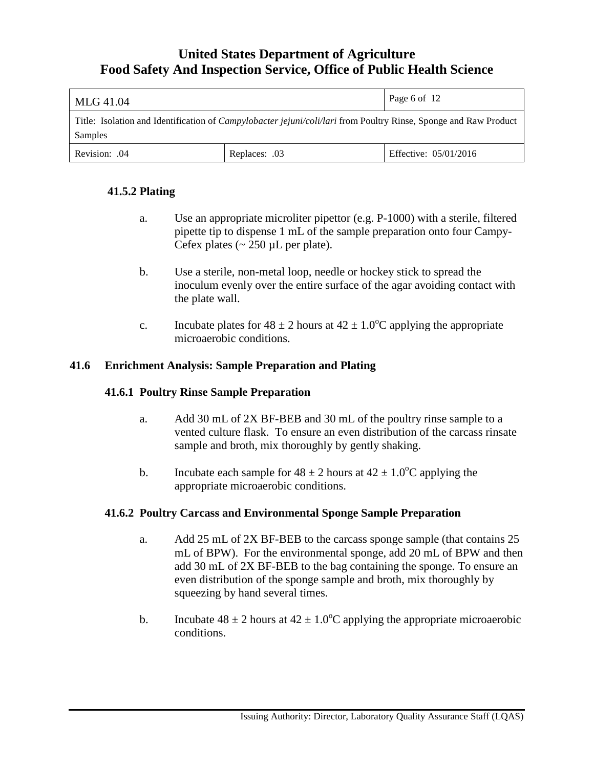### 41.5.2 Plating

a. Use an appropriate microliter pipettor (e.g. P-1000) with a sterile, filtered pipette tip to dispense 1 mL of the sample preparation onto four Campy-Cefex plates (~ 250 µL per plate).

b. Use a sterile, non-metal loop, needle or hockey stick to spread the inoculum evenly over the entire surface of the agar avoiding contact with the plate wall.

c. Incubate plates for $48 \pm 2$ hours at $42 \pm 1.0^{o}$C applying the appropriate microaerobic conditions.

## 41.6 Enrichment Analysis: Sample Preparation and Plating

### 41.6.1 Poultry Rinse Sample Preparation

a. Add 30 mL of 2X BF-BEB and 30 mL of the poultry rinse sample to a vented culture flask. To ensure an even distribution of the carcass rinsate sample and broth, mix thoroughly by gently shaking.

b. Incubate each sample for $48 \pm 2$ hours at $42 \pm 1.0^{o}$C applying the appropriate microaerobic conditions.

### 41.6.2 Poultry Carcass and Environmental Sponge Sample Preparation

a. Add 25 mL of 2X BF-BEB to the carcass sponge sample (that contains 25 mL of BPW). For the environmental sponge, add 20 mL of BPW and then add 30 mL of 2X BF-BEB to the bag containing the sponge. To ensure an even distribution of the sponge sample and broth, mix thoroughly by squeezing by hand several times.

b. Incubate $48 \pm 2$ hours at $42 \pm 1.0^{o}$C applying the appropriate microaerobic conditions.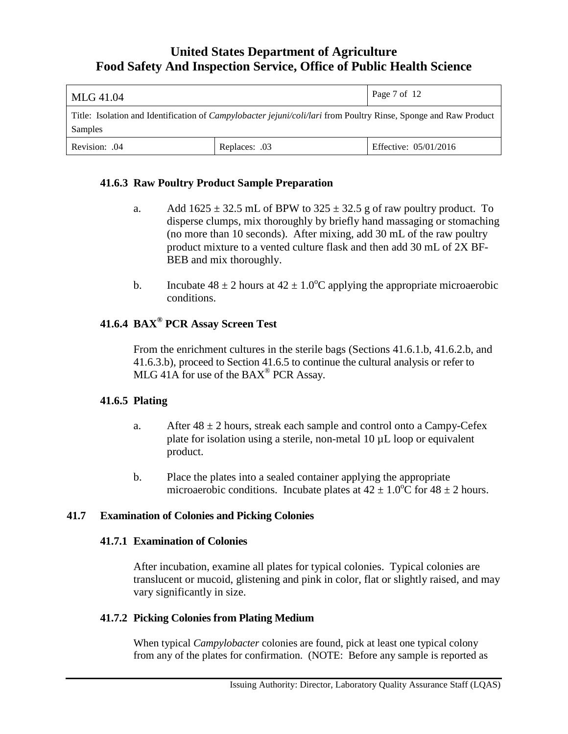### 41.6.3 Raw Poultry Product Sample Preparation

a. Add $1625 \pm 32.5$ mL of BPW to $325 \pm 32.5$ g of raw poultry product. To disperse clumps, mix thoroughly by briefly hand massaging or stomaching (no more than 10 seconds). After mixing, add 30 mL of the raw poultry product mixture to a vented culture flask and then add 30 mL of 2X BF-BEB and mix thoroughly.

b. Incubate $48 \pm 2$ hours at $42 \pm 1.0^{o}$C applying the appropriate microaerobic conditions.

### 41.6.4 BAX® PCR Assay Screen Test

From the enrichment cultures in the sterile bags (Sections 41.6.1.b, 41.6.2.b, and 41.6.3.b), proceed to Section 41.6.5 to continue the cultural analysis or refer to MLG 41A for use of the BAX® PCR Assay.

### 41.6.5 Plating

a. After $48 \pm 2$ hours, streak each sample and control onto a Campy-Cefex plate for isolation using a sterile, non-metal 10 µL loop or equivalent product.

b. Place the plates into a sealed container applying the appropriate microaerobic conditions. Incubate plates at $42 \pm 1.0^{o}$C for $48 \pm 2$ hours.

## 41.7 Examination of Colonies and Picking Colonies

### 41.7.1 Examination of Colonies

After incubation, examine all plates for typical colonies. Typical colonies are translucent or mucoid, glistening and pink in color, flat or slightly raised, and may vary significantly in size.

### 41.7.2 Picking Colonies from Plating Medium

When typical *Campylobacter* colonies are found, pick at least one typical colony from any of the plates for confirmation. (NOTE: Before any sample is reported as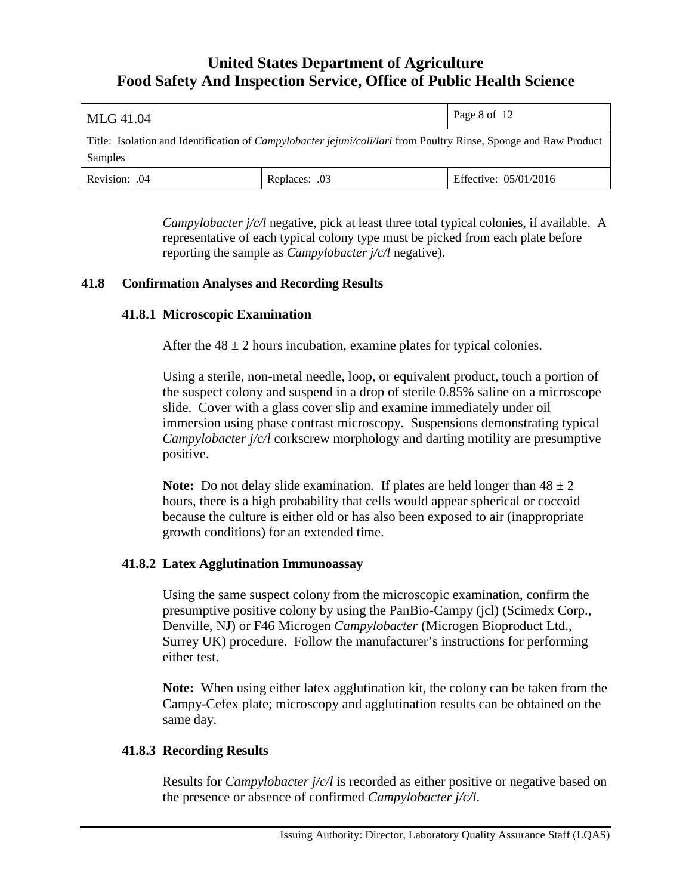*Campylobacter j/c/l* negative, pick at least three total typical colonies, if available. A representative of each typical colony type must be picked from each plate before reporting the sample as *Campylobacter j/c/l* negative).

## 41.8 Confirmation Analyses and Recording Results

### 41.8.1 Microscopic Examination

After the $48 \pm 2$ hours incubation, examine plates for typical colonies.

Using a sterile, non-metal needle, loop, or equivalent product, touch a portion of the suspect colony and suspend in a drop of sterile 0.85% saline on a microscope slide. Cover with a glass cover slip and examine immediately under oil immersion using phase contrast microscopy. Suspensions demonstrating typical *Campylobacter j/c/l* corkscrew morphology and darting motility are presumptive positive.

**Note:** Do not delay slide examination. If plates are held longer than $48 \pm 2$ hours, there is a high probability that cells would appear spherical or coccoid because the culture is either old or has also been exposed to air (inappropriate growth conditions) for an extended time.

### 41.8.2 Latex Agglutination Immunoassay

Using the same suspect colony from the microscopic examination, confirm the presumptive positive colony by using the PanBio-Campy (jcl) (Scimedx Corp., Denville, NJ) or F46 Microgen *Campylobacter* (Microgen Bioproduct Ltd., Surrey UK) procedure. Follow the manufacturer's instructions for performing either test.

**Note:** When using either latex agglutination kit, the colony can be taken from the Campy-Cefex plate; microscopy and agglutination results can be obtained on the same day.

### 41.8.3 Recording Results

Results for *Campylobacter j/c/l* is recorded as either positive or negative based on the presence or absence of confirmed *Campylobacter j/c/l*.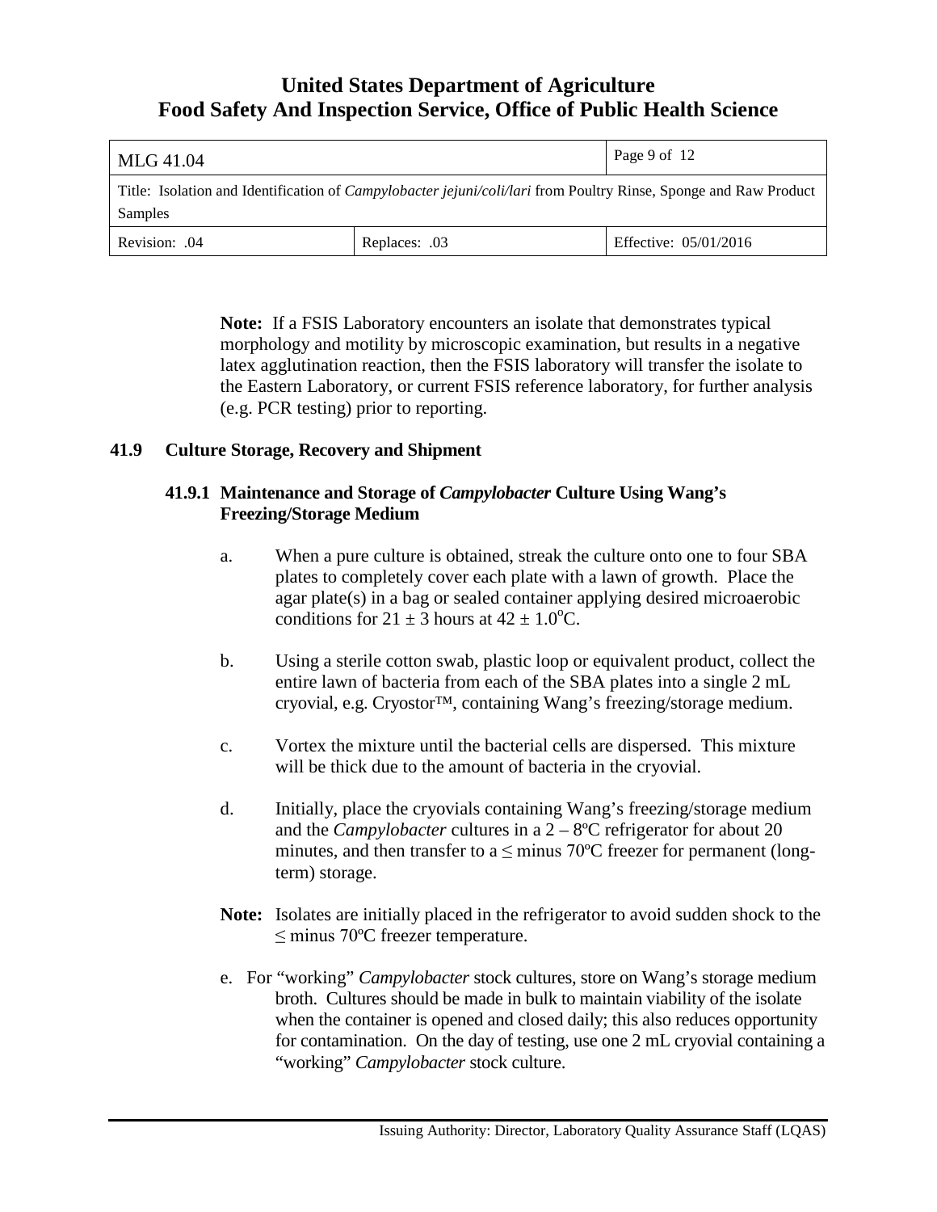**Note:** If a FSIS Laboratory encounters an isolate that demonstrates typical morphology and motility by microscopic examination, but results in a negative latex agglutination reaction, then the FSIS laboratory will transfer the isolate to the Eastern Laboratory, or current FSIS reference laboratory, for further analysis (e.g. PCR testing) prior to reporting.

## 41.9 Culture Storage, Recovery and Shipment

### 41.9.1 Maintenance and Storage of *Campylobacter* Culture Using Wang's Freezing/Storage Medium

a. When a pure culture is obtained, streak the culture onto one to four SBA plates to completely cover each plate with a lawn of growth. Place the agar plate(s) in a bag or sealed container applying desired microaerobic conditions for $21 \pm 3$ hours at $42 \pm 1.0^{o}$C.

b. Using a sterile cotton swab, plastic loop or equivalent product, collect the entire lawn of bacteria from each of the SBA plates into a single 2 mL cryovial, e.g. Cryostor™, containing Wang's freezing/storage medium.

c. Vortex the mixture until the bacterial cells are dispersed. This mixture will be thick due to the amount of bacteria in the cryovial.

d. Initially, place the cryovials containing Wang's freezing/storage medium and the *Campylobacter* cultures in a 2 – 8ºC refrigerator for about 20 minutes, and then transfer to a ≤ minus 70ºC freezer for permanent (long-term) storage.

**Note:** Isolates are initially placed in the refrigerator to avoid sudden shock to the ≤ minus 70ºC freezer temperature.

e. For "working" *Campylobacter* stock cultures, store on Wang's storage medium broth. Cultures should be made in bulk to maintain viability of the isolate when the container is opened and closed daily; this also reduces opportunity for contamination. On the day of testing, use one 2 mL cryovial containing a "working" *Campylobacter* stock culture.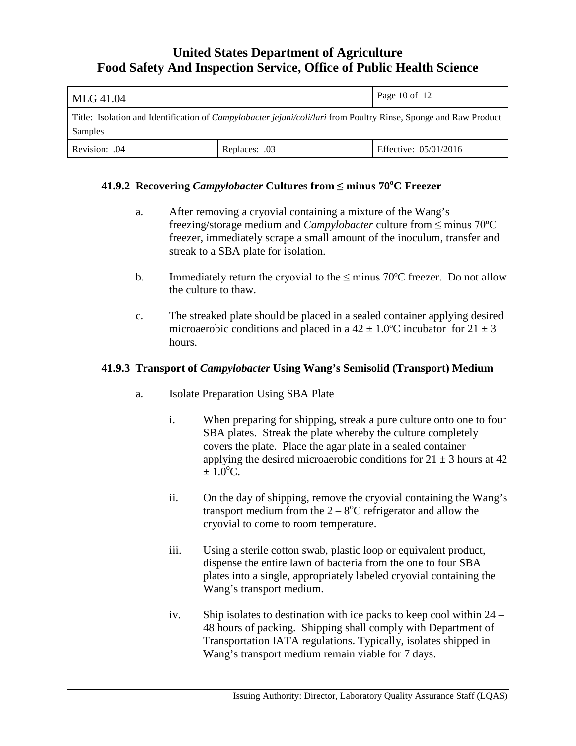### 41.9.2 Recovering *Campylobacter* Cultures from ≤ minus 70°C Freezer

a. After removing a cryovial containing a mixture of the Wang's freezing/storage medium and *Campylobacter* culture from ≤ minus 70ºC freezer, immediately scrape a small amount of the inoculum, transfer and streak to a SBA plate for isolation.

b. Immediately return the cryovial to the ≤ minus 70ºC freezer. Do not allow the culture to thaw.

c. The streaked plate should be placed in a sealed container applying desired microaerobic conditions and placed in a 42 ± 1.0ºC incubator for 21 ± 3 hours.

### 41.9.3 Transport of *Campylobacter* Using Wang's Semisolid (Transport) Medium

a. Isolate Preparation Using SBA Plate

   i. When preparing for shipping, streak a pure culture onto one to four SBA plates. Streak the plate whereby the culture completely covers the plate. Place the agar plate in a sealed container applying the desired microaerobic conditions for 21 ± 3 hours at 42 ± 1.0°C.

   ii. On the day of shipping, remove the cryovial containing the Wang's transport medium from the 2 – 8°C refrigerator and allow the cryovial to come to room temperature.

   iii. Using a sterile cotton swab, plastic loop or equivalent product, dispense the entire lawn of bacteria from the one to four SBA plates into a single, appropriately labeled cryovial containing the Wang's transport medium.

   iv. Ship isolates to destination with ice packs to keep cool within 24 – 48 hours of packing. Shipping shall comply with Department of Transportation IATA regulations. Typically, isolates shipped in Wang's transport medium remain viable for 7 days.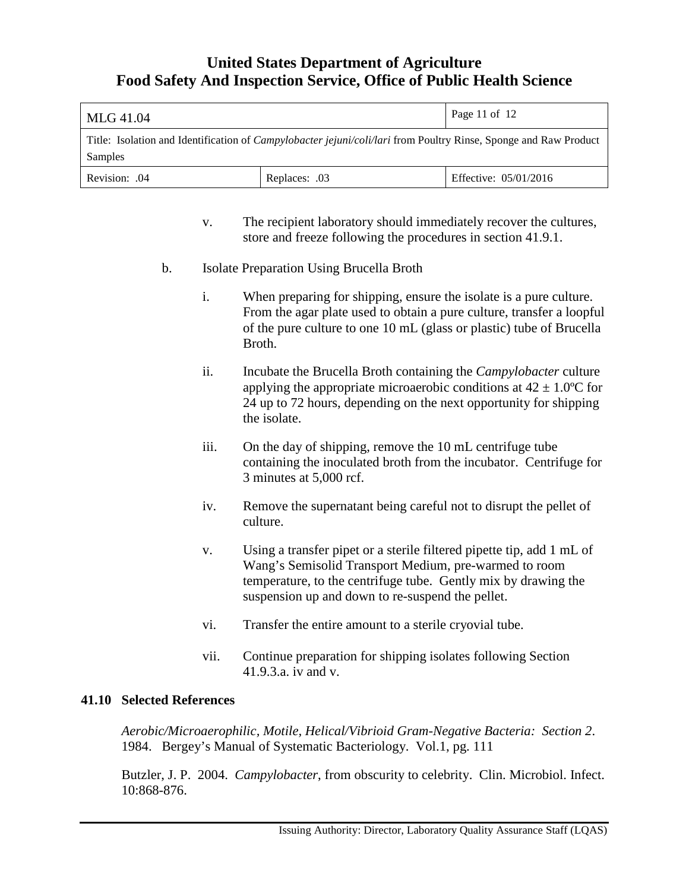v. The recipient laboratory should immediately recover the cultures, store and freeze following the procedures in section 41.9.1.

b. Isolate Preparation Using Brucella Broth

i. When preparing for shipping, ensure the isolate is a pure culture. From the agar plate used to obtain a pure culture, transfer a loopful of the pure culture to one 10 mL (glass or plastic) tube of Brucella Broth.

ii. Incubate the Brucella Broth containing the *Campylobacter* culture applying the appropriate microaerobic conditions at $42 \pm 1.0$ºC for 24 up to 72 hours, depending on the next opportunity for shipping the isolate.

iii. On the day of shipping, remove the 10 mL centrifuge tube containing the inoculated broth from the incubator. Centrifuge for 3 minutes at 5,000 rcf.

iv. Remove the supernatant being careful not to disrupt the pellet of culture.

v. Using a transfer pipet or a sterile filtered pipette tip, add 1 mL of Wang's Semisolid Transport Medium, pre-warmed to room temperature, to the centrifuge tube. Gently mix by drawing the suspension up and down to re-suspend the pellet.

vi. Transfer the entire amount to a sterile cryovial tube.

vii. Continue preparation for shipping isolates following Section 41.9.3.a. iv and v.

## 41.10 Selected References

*Aerobic/Microaerophilic, Motile, Helical/Vibrioid Gram-Negative Bacteria: Section 2*. 1984. Bergey's Manual of Systematic Bacteriology. Vol.1, pg. 111

Butzler, J. P. 2004. *Campylobacter*, from obscurity to celebrity. Clin. Microbiol. Infect. 10:868-876.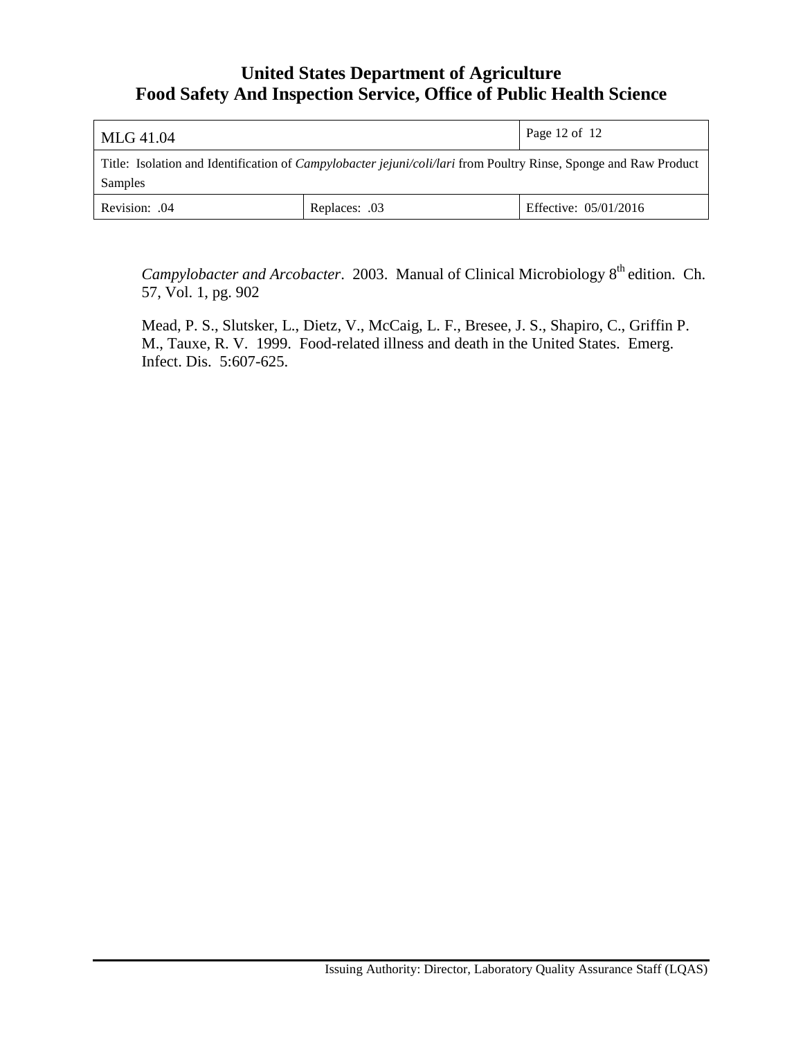*Campylobacter and Arcobacter*. 2003. Manual of Clinical Microbiology 8$^{th}$ edition. Ch. 57, Vol. 1, pg. 902

Mead, P. S., Slutsker, L., Dietz, V., McCaig, L. F., Bresee, J. S., Shapiro, C., Griffin P. M., Tauxe, R. V. 1999. Food-related illness and death in the United States. Emerg. Infect. Dis. 5:607-625.